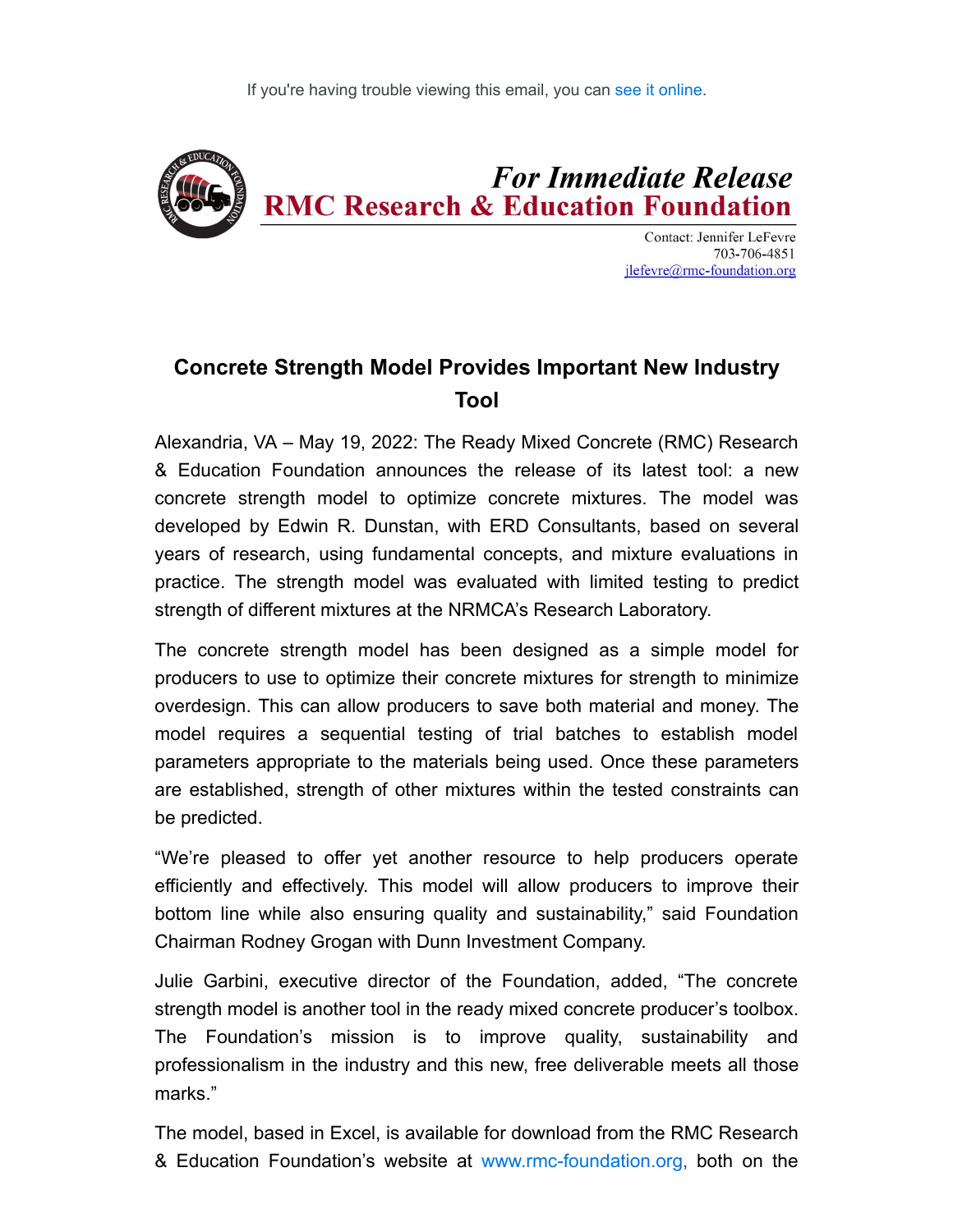If you're having trouble viewing this email, you can see it online.

***For Immediate Release***
**RMC Research & Education Foundation**

Contact: Jennifer LeFevre
703-706-4851
jlefevre@rmc-foundation.org

## Concrete Strength Model Provides Important New Industry Tool

Alexandria, VA – May 19, 2022: The Ready Mixed Concrete (RMC) Research & Education Foundation announces the release of its latest tool: a new concrete strength model to optimize concrete mixtures. The model was developed by Edwin R. Dunstan, with ERD Consultants, based on several years of research, using fundamental concepts, and mixture evaluations in practice. The strength model was evaluated with limited testing to predict strength of different mixtures at the NRMCA's Research Laboratory.

The concrete strength model has been designed as a simple model for producers to use to optimize their concrete mixtures for strength to minimize overdesign. This can allow producers to save both material and money. The model requires a sequential testing of trial batches to establish model parameters appropriate to the materials being used. Once these parameters are established, strength of other mixtures within the tested constraints can be predicted.

"We're pleased to offer yet another resource to help producers operate efficiently and effectively. This model will allow producers to improve their bottom line while also ensuring quality and sustainability," said Foundation Chairman Rodney Grogan with Dunn Investment Company.

Julie Garbini, executive director of the Foundation, added, "The concrete strength model is another tool in the ready mixed concrete producer's toolbox. The Foundation's mission is to improve quality, sustainability and professionalism in the industry and this new, free deliverable meets all those marks."

The model, based in Excel, is available for download from the RMC Research & Education Foundation's website at www.rmc-foundation.org, both on the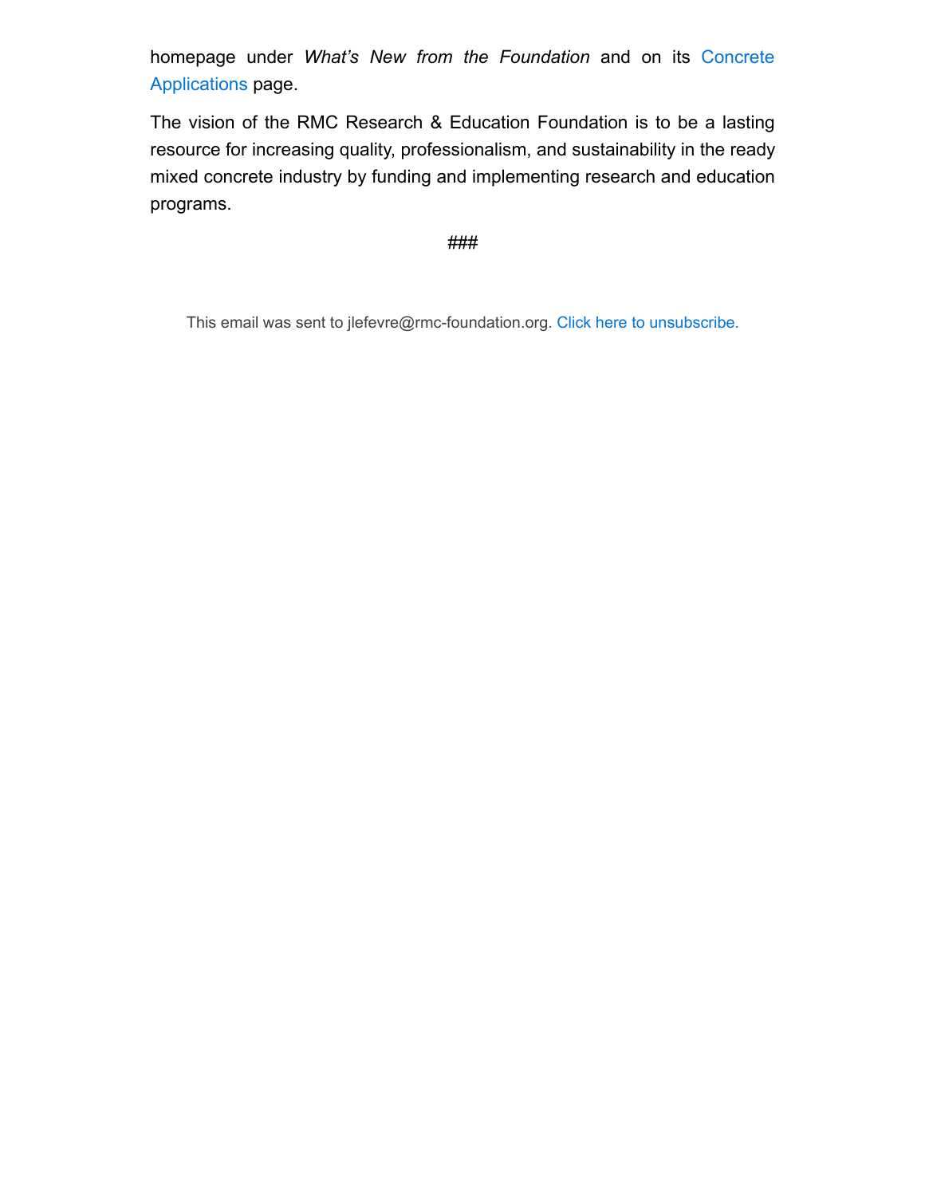homepage under *What's New from the Foundation* and on its Concrete Applications page.

The vision of the RMC Research & Education Foundation is to be a lasting resource for increasing quality, professionalism, and sustainability in the ready mixed concrete industry by funding and implementing research and education programs.

###

This email was sent to jlefevre@rmc-foundation.org. Click here to unsubscribe.